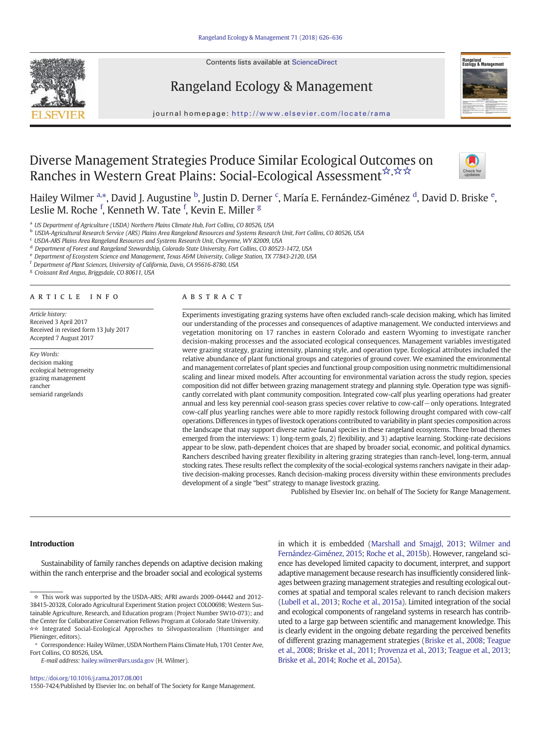# Diverse Management Strategies Produce Similar Ecological Outcomes on Ranches in Western Great Plains: Social-Ecological Assessment☆,☆☆

Hailey Wilmer [a,*], David J. Augustine [b], Justin D. Derner [c], María E. Fernández-Giménez [d], David D. Briske [e], Leslie M. Roche [f], Kenneth W. Tate [f], Kevin E. Miller [g]

[a] US Department of Agriculture (USDA) Northern Plains Climate Hub, Fort Collins, CO 80526, USA
[b] USDA-Agricultural Research Service (ARS) Plains Area Rangeland Resources and Systems Research Unit, Fort Collins, CO 80526, USA
[c] USDA-ARS Plains Area Rangeland Resources and Systems Research Unit, Cheyenne, WY 82009, USA
[d] Department of Forest and Rangeland Stewardship, Colorado State University, Fort Collins, CO 80523-1472, USA
[e] Department of Ecosystem Science and Management, Texas A&M University, College Station, TX 77843-2120, USA
[f] Department of Plant Sciences, University of California, Davis, CA 95616-8780, USA
[g] Croissant Red Angus, Briggsdale, CO 80611, USA

## ARTICLE INFO

*Article history:*
Received 3 April 2017
Received in revised form 13 July 2017
Accepted 7 August 2017

*Key Words:*
decision making
ecological heterogeneity
grazing management
rancher
semiarid rangelands

## ABSTRACT

Experiments investigating grazing systems have often excluded ranch-scale decision making, which has limited our understanding of the processes and consequences of adaptive management. We conducted interviews and vegetation monitoring on 17 ranches in eastern Colorado and eastern Wyoming to investigate rancher decision-making processes and the associated ecological consequences. Management variables investigated were grazing strategy, grazing intensity, planning style, and operation type. Ecological attributes included the relative abundance of plant functional groups and categories of ground cover. We examined the environmental and management correlates of plant species and functional group composition using nonmetric multidimensional scaling and linear mixed models. After accounting for environmental variation across the study region, species composition did not differ between grazing management strategy and planning style. Operation type was significantly correlated with plant community composition. Integrated cow-calf plus yearling operations had greater annual and less key perennial cool-season grass species cover relative to cow-calf—only operations. Integrated cow-calf plus yearling ranches were able to more rapidly restock following drought compared with cow-calf operations. Differences in types of livestock operations contributed to variability in plant species composition across the landscape that may support diverse native faunal species in these rangeland ecosystems. Three broad themes emerged from the interviews: 1) long-term goals, 2) flexibility, and 3) adaptive learning. Stocking-rate decisions appear to be slow, path-dependent choices that are shaped by broader social, economic, and political dynamics. Ranchers described having greater flexibility in altering grazing strategies than ranch-level, long-term, annual stocking rates. These results reflect the complexity of the social-ecological systems ranchers navigate in their adaptive decision-making processes. Ranch decision-making process diversity within these environments precludes development of a single "best" strategy to manage livestock grazing.

Published by Elsevier Inc. on behalf of The Society for Range Management.

## Introduction

Sustainability of family ranches depends on adaptive decision making within the ranch enterprise and the broader social and ecological systems in which it is embedded (Marshall and Smajgl, 2013; Wilmer and Fernández-Giménez, 2015; Roche et al., 2015b). However, rangeland science has developed limited capacity to document, interpret, and support adaptive management because research has insufficiently considered linkages between grazing management strategies and resulting ecological outcomes at spatial and temporal scales relevant to ranch decision makers (Lubell et al., 2013; Roche et al., 2015a). Limited integration of the social and ecological components of rangeland systems in research has contributed to a large gap between scientific and management knowledge. This is clearly evident in the ongoing debate regarding the perceived benefits of different grazing management strategies (Briske et al., 2008; Teague et al., 2008; Briske et al., 2011; Provenza et al., 2013; Teague et al., 2013; Briske et al., 2014; Roche et al., 2015a).

☆ This work was supported by the USDA-ARS; AFRI awards 2009-04442 and 2012-38415-20328, Colorado Agricultural Experiment Station project COLO0698; Western Sustainable Agriculture, Research, and Education program (Project Number SW10-073); and the Center for Collaborative Conservation Fellows Program at Colorado State University.
☆☆ Integrated Social-Ecological Approches to Silvopastoralism (Huntsinger and Plieninger, editors).
* Correspondence: Hailey Wilmer, USDA Northern Plains Climate Hub, 1701 Center Ave, Fort Collins, CO 80526, USA.
E-mail address: hailey.wilmer@ars.usda.gov (H. Wilmer).

https://doi.org/10.1016/j.rama.2017.08.001
1550-7424/Published by Elsevier Inc. on behalf of The Society for Range Management.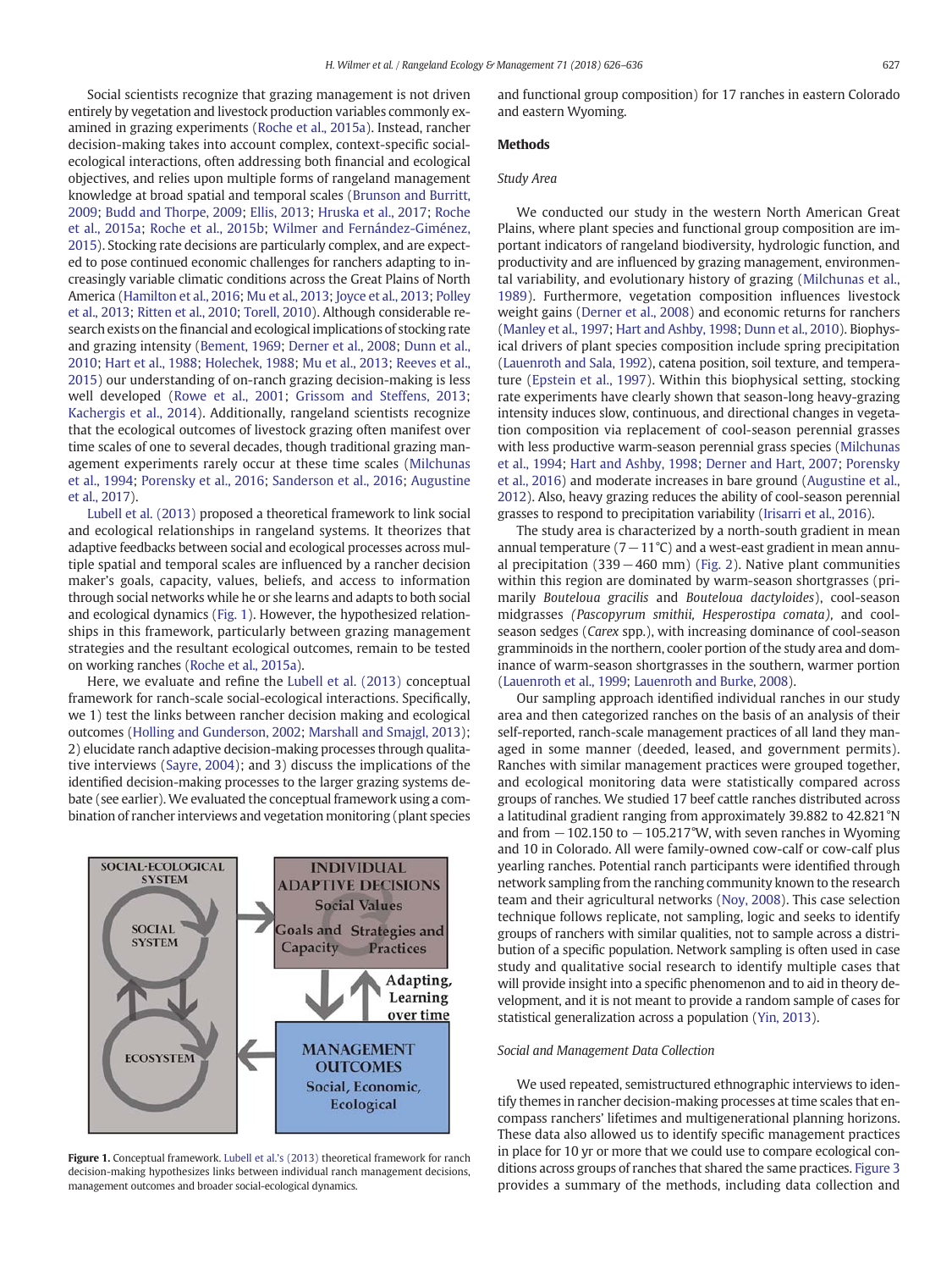Social scientists recognize that grazing management is not driven entirely by vegetation and livestock production variables commonly examined in grazing experiments (Roche et al., 2015a). Instead, rancher decision-making takes into account complex, context-specific social-ecological interactions, often addressing both financial and ecological objectives, and relies upon multiple forms of rangeland management knowledge at broad spatial and temporal scales (Brunson and Burritt, 2009; Budd and Thorpe, 2009; Ellis, 2013; Hruska et al., 2017; Roche et al., 2015a; Roche et al., 2015b; Wilmer and Fernández-Giménez, 2015). Stocking rate decisions are particularly complex, and are expected to pose continued economic challenges for ranchers adapting to increasingly variable climatic conditions across the Great Plains of North America (Hamilton et al., 2016; Mu et al., 2013; Joyce et al., 2013; Polley et al., 2013; Ritten et al., 2010; Torell, 2010). Although considerable research exists on the financial and ecological implications of stocking rate and grazing intensity (Bement, 1969; Derner et al., 2008; Dunn et al., 2010; Hart et al., 1988; Holechek, 1988; Mu et al., 2013; Reeves et al., 2015) our understanding of on-ranch grazing decision-making is less well developed (Rowe et al., 2001; Grissom and Steffens, 2013; Kachergis et al., 2014). Additionally, rangeland scientists recognize that the ecological outcomes of livestock grazing often manifest over time scales of one to several decades, though traditional grazing management experiments rarely occur at these time scales (Milchunas et al., 1994; Porensky et al., 2016; Sanderson et al., 2016; Augustine et al., 2017).

Lubell et al. (2013) proposed a theoretical framework to link social and ecological relationships in rangeland systems. It theorizes that adaptive feedbacks between social and ecological processes across multiple spatial and temporal scales are influenced by a rancher decision maker's goals, capacity, values, beliefs, and access to information through social networks while he or she learns and adapts to both social and ecological dynamics (Fig. 1). However, the hypothesized relationships in this framework, particularly between grazing management strategies and the resultant ecological outcomes, remain to be tested on working ranches (Roche et al., 2015a).

Here, we evaluate and refine the Lubell et al. (2013) conceptual framework for ranch-scale social-ecological interactions. Specifically, we 1) test the links between rancher decision making and ecological outcomes (Holling and Gunderson, 2002; Marshall and Smajgl, 2013); 2) elucidate ranch adaptive decision-making processes through qualitative interviews (Sayre, 2004); and 3) discuss the implications of the identified decision-making processes to the larger grazing systems debate (see earlier). We evaluated the conceptual framework using a combination of rancher interviews and vegetation monitoring (plant species and functional group composition) for 17 ranches in eastern Colorado and eastern Wyoming.

**Figure 1.** Conceptual framework. Lubell et al.'s (2013) theoretical framework for ranch decision-making hypothesizes links between individual ranch management decisions, management outcomes and broader social-ecological dynamics.

## Methods

### Study Area

We conducted our study in the western North American Great Plains, where plant species and functional group composition are important indicators of rangeland biodiversity, hydrologic function, and productivity and are influenced by grazing management, environmental variability, and evolutionary history of grazing (Milchunas et al., 1989). Furthermore, vegetation composition influences livestock weight gains (Derner et al., 2008) and economic returns for ranchers (Manley et al., 1997; Hart and Ashby, 1998; Dunn et al., 2010). Biophysical drivers of plant species composition include spring precipitation (Lauenroth and Sala, 1992), catena position, soil texture, and temperature (Epstein et al., 1997). Within this biophysical setting, stocking rate experiments have clearly shown that season-long heavy-grazing intensity induces slow, continuous, and directional changes in vegetation composition via replacement of cool-season perennial grasses with less productive warm-season perennial grass species (Milchunas et al., 1994; Hart and Ashby, 1998; Derner and Hart, 2007; Porensky et al., 2016) and moderate increases in bare ground (Augustine et al., 2012). Also, heavy grazing reduces the ability of cool-season perennial grasses to respond to precipitation variability (Irisarri et al., 2016).

The study area is characterized by a north-south gradient in mean annual temperature (7 − 11°C) and a west-east gradient in mean annual precipitation (339 − 460 mm) (Fig. 2). Native plant communities within this region are dominated by warm-season shortgrasses (primarily *Bouteloua gracilis* and *Bouteloua dactyloides*), cool-season midgrasses *(Pascopyrum smithii, Hesperostipa comata)*, and cool-season sedges (*Carex* spp.), with increasing dominance of cool-season gramminoids in the northern, cooler portion of the study area and dominance of warm-season shortgrasses in the southern, warmer portion (Lauenroth et al., 1999; Lauenroth and Burke, 2008).

Our sampling approach identified individual ranches in our study area and then categorized ranches on the basis of an analysis of their self-reported, ranch-scale management practices of all land they managed in some manner (deeded, leased, and government permits). Ranches with similar management practices were grouped together, and ecological monitoring data were statistically compared across groups of ranches. We studied 17 beef cattle ranches distributed across a latitudinal gradient ranging from approximately 39.882 to 42.821°N and from − 102.150 to − 105.217°W, with seven ranches in Wyoming and 10 in Colorado. All were family-owned cow-calf or cow-calf plus yearling ranches. Potential ranch participants were identified through network sampling from the ranching community known to the research team and their agricultural networks (Noy, 2008). This case selection technique follows replicate, not sampling, logic and seeks to identify groups of ranchers with similar qualities, not to sample across a distribution of a specific population. Network sampling is often used in case study and qualitative social research to identify multiple cases that will provide insight into a specific phenomenon and to aid in theory development, and it is not meant to provide a random sample of cases for statistical generalization across a population (Yin, 2013).

### Social and Management Data Collection

We used repeated, semistructured ethnographic interviews to identify themes in rancher decision-making processes at time scales that encompass ranchers' lifetimes and multigenerational planning horizons. These data also allowed us to identify specific management practices in place for 10 yr or more that we could use to compare ecological conditions across groups of ranches that shared the same practices. Figure 3 provides a summary of the methods, including data collection and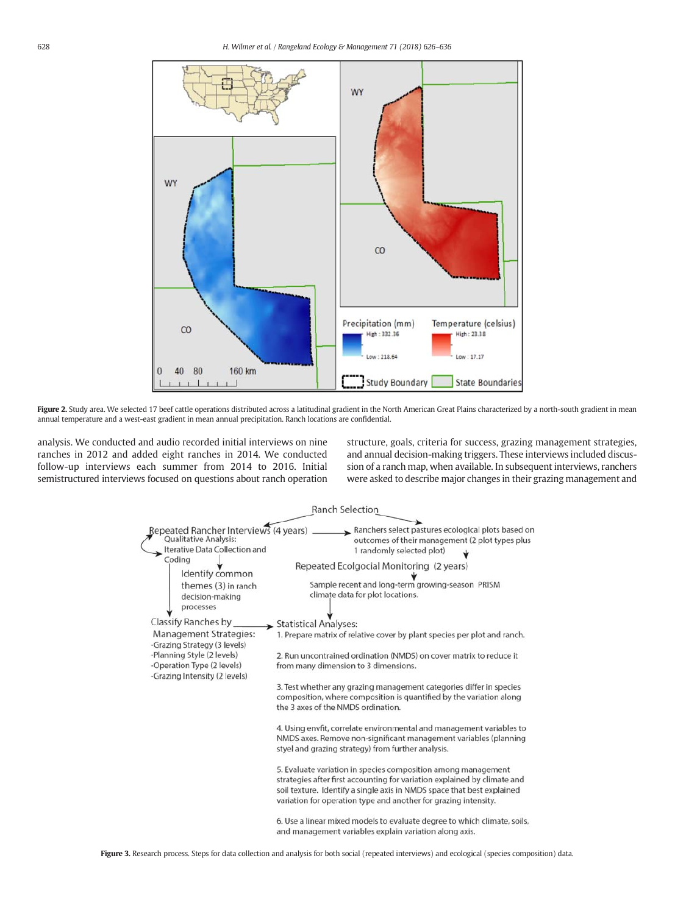**Figure 2.** Study area. We selected 17 beef cattle operations distributed across a latitudinal gradient in the North American Great Plains characterized by a north-south gradient in mean annual temperature and a west-east gradient in mean annual precipitation. Ranch locations are confidential.

analysis. We conducted and audio recorded initial interviews on nine ranches in 2012 and added eight ranches in 2014. We conducted follow-up interviews each summer from 2014 to 2016. Initial semistructured interviews focused on questions about ranch operation structure, goals, criteria for success, grazing management strategies, and annual decision-making triggers. These interviews included discussion of a ranch map, when available. In subsequent interviews, ranchers were asked to describe major changes in their grazing management and

**Figure 3.** Research process. Steps for data collection and analysis for both social (repeated interviews) and ecological (species composition) data.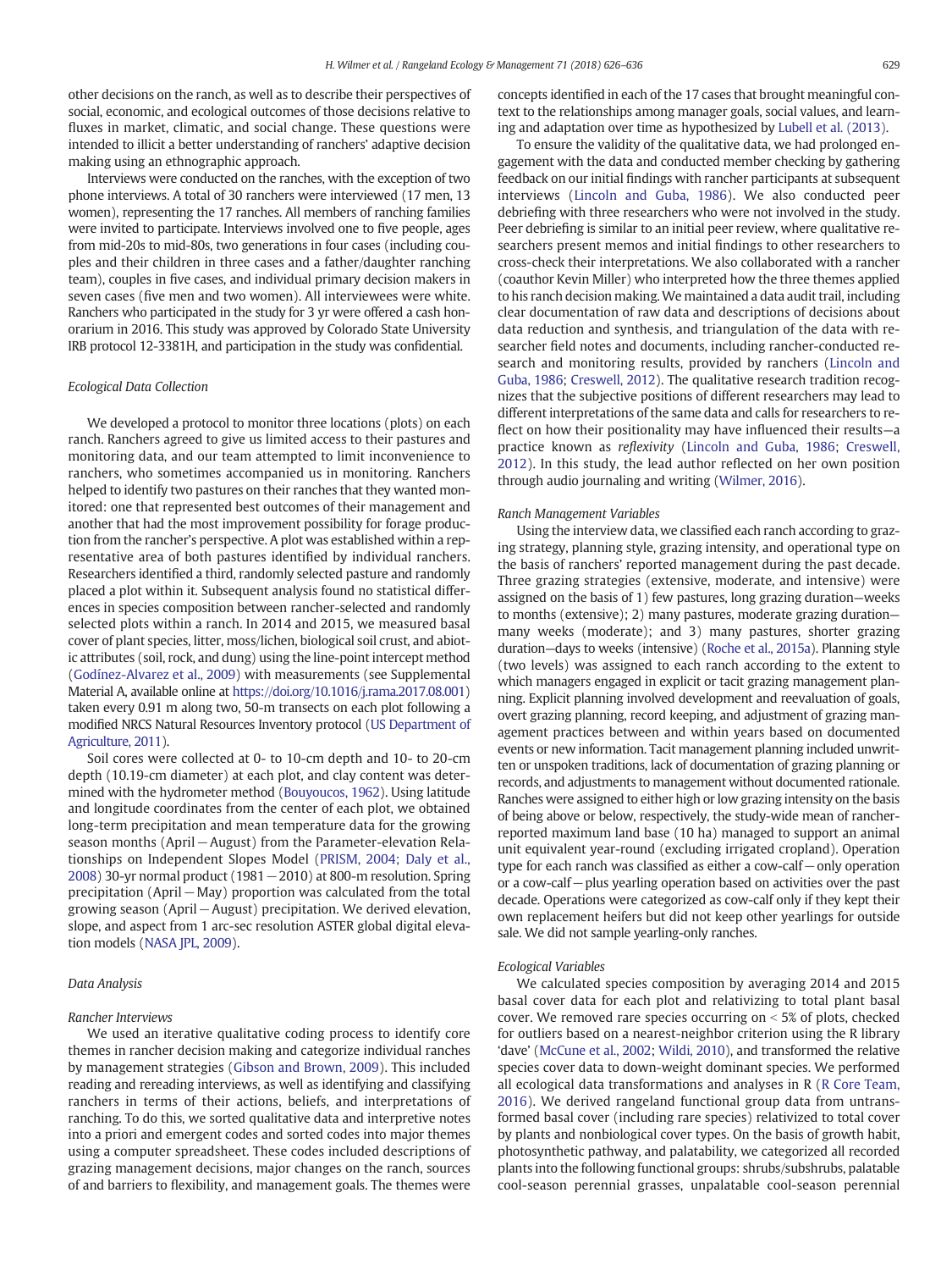other decisions on the ranch, as well as to describe their perspectives of social, economic, and ecological outcomes of those decisions relative to fluxes in market, climatic, and social change. These questions were intended to illicit a better understanding of ranchers' adaptive decision making using an ethnographic approach.

Interviews were conducted on the ranches, with the exception of two phone interviews. A total of 30 ranchers were interviewed (17 men, 13 women), representing the 17 ranches. All members of ranching families were invited to participate. Interviews involved one to five people, ages from mid-20s to mid-80s, two generations in four cases (including couples and their children in three cases and a father/daughter ranching team), couples in five cases, and individual primary decision makers in seven cases (five men and two women). All interviewees were white. Ranchers who participated in the study for 3 yr were offered a cash honorarium in 2016. This study was approved by Colorado State University IRB protocol 12-3381H, and participation in the study was confidential.

### Ecological Data Collection

We developed a protocol to monitor three locations (plots) on each ranch. Ranchers agreed to give us limited access to their pastures and monitoring data, and our team attempted to limit inconvenience to ranchers, who sometimes accompanied us in monitoring. Ranchers helped to identify two pastures on their ranches that they wanted monitored: one that represented best outcomes of their management and another that had the most improvement possibility for forage production from the rancher's perspective. A plot was established within a representative area of both pastures identified by individual ranchers. Researchers identified a third, randomly selected pasture and randomly placed a plot within it. Subsequent analysis found no statistical differences in species composition between rancher-selected and randomly selected plots within a ranch. In 2014 and 2015, we measured basal cover of plant species, litter, moss/lichen, biological soil crust, and abiotic attributes (soil, rock, and dung) using the line-point intercept method (Godínez-Alvarez et al., 2009) with measurements (see Supplemental Material A, available online at https://doi.org/10.1016/j.rama.2017.08.001) taken every 0.91 m along two, 50-m transects on each plot following a modified NRCS Natural Resources Inventory protocol (US Department of Agriculture, 2011).

Soil cores were collected at 0- to 10-cm depth and 10- to 20-cm depth (10.19-cm diameter) at each plot, and clay content was determined with the hydrometer method (Bouyoucos, 1962). Using latitude and longitude coordinates from the center of each plot, we obtained long-term precipitation and mean temperature data for the growing season months (April − August) from the Parameter-elevation Relationships on Independent Slopes Model (PRISM, 2004; Daly et al., 2008) 30-yr normal product (1981 − 2010) at 800-m resolution. Spring precipitation (April − May) proportion was calculated from the total growing season (April − August) precipitation. We derived elevation, slope, and aspect from 1 arc-sec resolution ASTER global digital elevation models (NASA JPL, 2009).

### Data Analysis

#### Rancher Interviews

We used an iterative qualitative coding process to identify core themes in rancher decision making and categorize individual ranches by management strategies (Gibson and Brown, 2009). This included reading and rereading interviews, as well as identifying and classifying ranchers in terms of their actions, beliefs, and interpretations of ranching. To do this, we sorted qualitative data and interpretive notes into a priori and emergent codes and sorted codes into major themes using a computer spreadsheet. These codes included descriptions of grazing management decisions, major changes on the ranch, sources of and barriers to flexibility, and management goals. The themes were concepts identified in each of the 17 cases that brought meaningful context to the relationships among manager goals, social values, and learning and adaptation over time as hypothesized by Lubell et al. (2013).

To ensure the validity of the qualitative data, we had prolonged engagement with the data and conducted member checking by gathering feedback on our initial findings with rancher participants at subsequent interviews (Lincoln and Guba, 1986). We also conducted peer debriefing with three researchers who were not involved in the study. Peer debriefing is similar to an initial peer review, where qualitative researchers present memos and initial findings to other researchers to cross-check their interpretations. We also collaborated with a rancher (coauthor Kevin Miller) who interpreted how the three themes applied to his ranch decision making. We maintained a data audit trail, including clear documentation of raw data and descriptions of decisions about data reduction and synthesis, and triangulation of the data with researcher field notes and documents, including rancher-conducted research and monitoring results, provided by ranchers (Lincoln and Guba, 1986; Creswell, 2012). The qualitative research tradition recognizes that the subjective positions of different researchers may lead to different interpretations of the same data and calls for researchers to reflect on how their positionality may have influenced their results—a practice known as *reflexivity* (Lincoln and Guba, 1986; Creswell, 2012). In this study, the lead author reflected on her own position through audio journaling and writing (Wilmer, 2016).

#### Ranch Management Variables

Using the interview data, we classified each ranch according to grazing strategy, planning style, grazing intensity, and operational type on the basis of ranchers' reported management during the past decade. Three grazing strategies (extensive, moderate, and intensive) were assigned on the basis of 1) few pastures, long grazing duration—weeks to months (extensive); 2) many pastures, moderate grazing duration—many weeks (moderate); and 3) many pastures, shorter grazing duration—days to weeks (intensive) (Roche et al., 2015a). Planning style (two levels) was assigned to each ranch according to the extent to which managers engaged in explicit or tacit grazing management planning. Explicit planning involved development and reevaluation of goals, overt grazing planning, record keeping, and adjustment of grazing management practices between and within years based on documented events or new information. Tacit management planning included unwritten or unspoken traditions, lack of documentation of grazing planning or records, and adjustments to management without documented rationale. Ranches were assigned to either high or low grazing intensity on the basis of being above or below, respectively, the study-wide mean of rancher-reported maximum land base (10 ha) managed to support an animal unit equivalent year-round (excluding irrigated cropland). Operation type for each ranch was classified as either a cow-calf − only operation or a cow-calf − plus yearling operation based on activities over the past decade. Operations were categorized as cow-calf only if they kept their own replacement heifers but did not keep other yearlings for outside sale. We did not sample yearling-only ranches.

#### Ecological Variables

We calculated species composition by averaging 2014 and 2015 basal cover data for each plot and relativizing to total plant basal cover. We removed rare species occurring on < 5% of plots, checked for outliers based on a nearest-neighbor criterion using the R library 'dave' (McCune et al., 2002; Wildi, 2010), and transformed the relative species cover data to down-weight dominant species. We performed all ecological data transformations and analyses in R (R Core Team, 2016). We derived rangeland functional group data from untransformed basal cover (including rare species) relativized to total cover by plants and nonbiological cover types. On the basis of growth habit, photosynthetic pathway, and palatability, we categorized all recorded plants into the following functional groups: shrubs/subshrubs, palatable cool-season perennial grasses, unpalatable cool-season perennial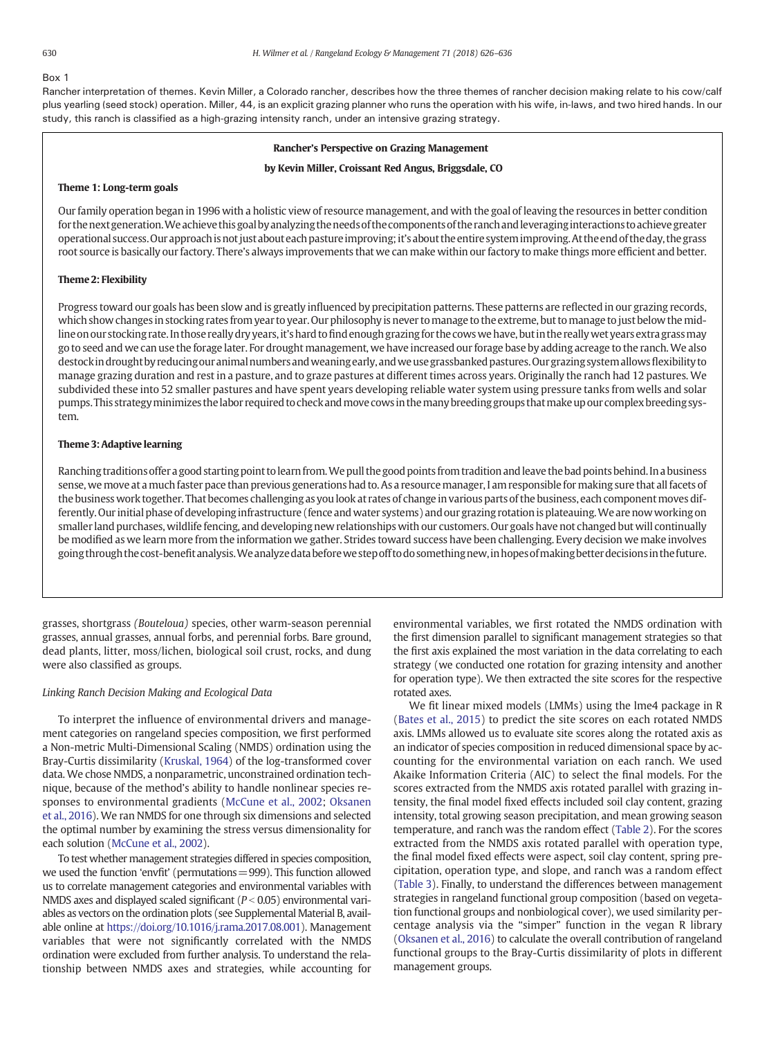Box 1

Rancher interpretation of themes. Kevin Miller, a Colorado rancher, describes how the three themes of rancher decision making relate to his cow/calf plus yearling (seed stock) operation. Miller, 44, is an explicit grazing planner who runs the operation with his wife, in-laws, and two hired hands. In our study, this ranch is classified as a high-grazing intensity ranch, under an intensive grazing strategy.

**Rancher's Perspective on Grazing Management**

**by Kevin Miller, Croissant Red Angus, Briggsdale, CO**

**Theme 1: Long-term goals**

Our family operation began in 1996 with a holistic view of resource management, and with the goal of leaving the resources in better condition for the next generation. We achieve this goal by analyzing the needs of the components of the ranch and leveraging interactions to achieve greater operational success. Our approach is not just about each pasture improving; it's about the entire system improving. At the end of the day, the grass root source is basically our factory. There's always improvements that we can make within our factory to make things more efficient and better.

**Theme 2: Flexibility**

Progress toward our goals has been slow and is greatly influenced by precipitation patterns. These patterns are reflected in our grazing records, which show changes in stocking rates from year to year. Our philosophy is never to manage to the extreme, but to manage to just below the midline on our stocking rate. In those really dry years, it's hard to find enough grazing for the cows we have, but in the really wet years extra grass may go to seed and we can use the forage later. For drought management, we have increased our forage base by adding acreage to the ranch. We also destock in drought by reducing our animal numbers and weaning early, and we use grassbanked pastures. Our grazing system allows flexibility to manage grazing duration and rest in a pasture, and to graze pastures at different times across years. Originally the ranch had 12 pastures. We subdivided these into 52 smaller pastures and have spent years developing reliable water system using pressure tanks from wells and solar pumps. This strategy minimizes the labor required to check and move cows in the many breeding groups that make up our complex breeding system.

**Theme 3: Adaptive learning**

Ranching traditions offer a good starting point to learn from. We pull the good points from tradition and leave the bad points behind. In a business sense, we move at a much faster pace than previous generations had to. As a resource manager, I am responsible for making sure that all facets of the business work together. That becomes challenging as you look at rates of change in various parts of the business, each component moves differently. Our initial phase of developing infrastructure (fence and water systems) and our grazing rotation is plateauing. We are now working on smaller land purchases, wildlife fencing, and developing new relationships with our customers. Our goals have not changed but will continually be modified as we learn more from the information we gather. Strides toward success have been challenging. Every decision we make involves going through the cost-benefit analysis. We analyze data before we step off to do something new, in hopes of making better decisions in the future.

grasses, shortgrass *(Bouteloua)* species, other warm-season perennial grasses, annual grasses, annual forbs, and perennial forbs. Bare ground, dead plants, litter, moss/lichen, biological soil crust, rocks, and dung were also classified as groups.

*Linking Ranch Decision Making and Ecological Data*

To interpret the influence of environmental drivers and management categories on rangeland species composition, we first performed a Non-metric Multi-Dimensional Scaling (NMDS) ordination using the Bray-Curtis dissimilarity (Kruskal, 1964) of the log-transformed cover data. We chose NMDS, a nonparametric, unconstrained ordination technique, because of the method's ability to handle nonlinear species responses to environmental gradients (McCune et al., 2002; Oksanen et al., 2016). We ran NMDS for one through six dimensions and selected the optimal number by examining the stress versus dimensionality for each solution (McCune et al., 2002).

To test whether management strategies differed in species composition, we used the function 'envfit' (permutations = 999). This function allowed us to correlate management categories and environmental variables with NMDS axes and displayed scaled significant ($P < 0.05$) environmental variables as vectors on the ordination plots (see Supplemental Material B, available online at https://doi.org/10.1016/j.rama.2017.08.001). Management variables that were not significantly correlated with the NMDS ordination were excluded from further analysis. To understand the relationship between NMDS axes and strategies, while accounting for environmental variables, we first rotated the NMDS ordination with the first dimension parallel to significant management strategies so that the first axis explained the most variation in the data correlating to each strategy (we conducted one rotation for grazing intensity and another for operation type). We then extracted the site scores for the respective rotated axes.

We fit linear mixed models (LMMs) using the lme4 package in R (Bates et al., 2015) to predict the site scores on each rotated NMDS axis. LMMs allowed us to evaluate site scores along the rotated axis as an indicator of species composition in reduced dimensional space by accounting for the environmental variation on each ranch. We used Akaike Information Criteria (AIC) to select the final models. For the scores extracted from the NMDS axis rotated parallel with grazing intensity, the final model fixed effects included soil clay content, grazing intensity, total growing season precipitation, and mean growing season temperature, and ranch was the random effect (Table 2). For the scores extracted from the NMDS axis rotated parallel with operation type, the final model fixed effects were aspect, soil clay content, spring precipitation, operation type, and slope, and ranch was a random effect (Table 3). Finally, to understand the differences between management strategies in rangeland functional group composition (based on vegetation functional groups and nonbiological cover), we used similarity percentage analysis via the "simper" function in the vegan R library (Oksanen et al., 2016) to calculate the overall contribution of rangeland functional groups to the Bray-Curtis dissimilarity of plots in different management groups.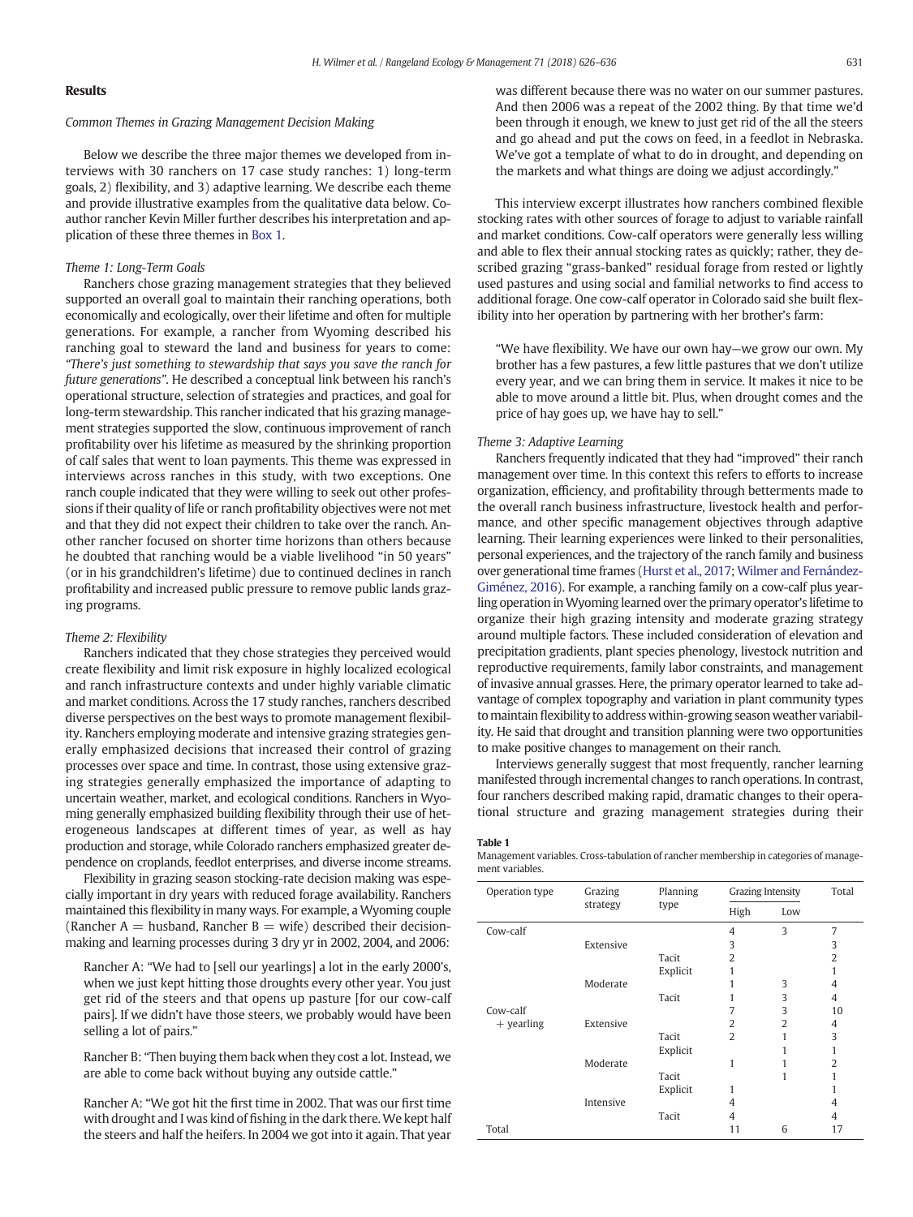## Results

### Common Themes in Grazing Management Decision Making

Below we describe the three major themes we developed from interviews with 30 ranchers on 17 case study ranches: 1) long-term goals, 2) flexibility, and 3) adaptive learning. We describe each theme and provide illustrative examples from the qualitative data below. Coauthor rancher Kevin Miller further describes his interpretation and application of these three themes in Box 1.

#### Theme 1: Long-Term Goals

Ranchers chose grazing management strategies that they believed supported an overall goal to maintain their ranching operations, both economically and ecologically, over their lifetime and often for multiple generations. For example, a rancher from Wyoming described his ranching goal to steward the land and business for years to come: *"There's just something to stewardship that says you save the ranch for future generations"*. He described a conceptual link between his ranch's operational structure, selection of strategies and practices, and goal for long-term stewardship. This rancher indicated that his grazing management strategies supported the slow, continuous improvement of ranch profitability over his lifetime as measured by the shrinking proportion of calf sales that went to loan payments. This theme was expressed in interviews across ranches in this study, with two exceptions. One ranch couple indicated that they were willing to seek out other professions if their quality of life or ranch profitability objectives were not met and that they did not expect their children to take over the ranch. Another rancher focused on shorter time horizons than others because he doubted that ranching would be a viable livelihood "in 50 years" (or in his grandchildren's lifetime) due to continued declines in ranch profitability and increased public pressure to remove public lands grazing programs.

#### Theme 2: Flexibility

Ranchers indicated that they chose strategies they perceived would create flexibility and limit risk exposure in highly localized ecological and ranch infrastructure contexts and under highly variable climatic and market conditions. Across the 17 study ranches, ranchers described diverse perspectives on the best ways to promote management flexibility. Ranchers employing moderate and intensive grazing strategies generally emphasized decisions that increased their control of grazing processes over space and time. In contrast, those using extensive grazing strategies generally emphasized the importance of adapting to uncertain weather, market, and ecological conditions. Ranchers in Wyoming generally emphasized building flexibility through their use of heterogeneous landscapes at different times of year, as well as hay production and storage, while Colorado ranchers emphasized greater dependence on croplands, feedlot enterprises, and diverse income streams.

Flexibility in grazing season stocking-rate decision making was especially important in dry years with reduced forage availability. Ranchers maintained this flexibility in many ways. For example, a Wyoming couple (Rancher A = husband, Rancher B = wife) described their decision-making and learning processes during 3 dry yr in 2002, 2004, and 2006:

> Rancher A: "We had to [sell our yearlings] a lot in the early 2000's, when we just kept hitting those droughts every other year. You just get rid of the steers and that opens up pasture [for our cow-calf pairs]. If we didn't have those steers, we probably would have been selling a lot of pairs."
>
> Rancher B: "Then buying them back when they cost a lot. Instead, we are able to come back without buying any outside cattle."
>
> Rancher A: "We got hit the first time in 2002. That was our first time with drought and I was kind of fishing in the dark there. We kept half the steers and half the heifers. In 2004 we got into it again. That year was different because there was no water on our summer pastures. And then 2006 was a repeat of the 2002 thing. By that time we'd been through it enough, we knew to just get rid of the all the steers and go ahead and put the cows on feed, in a feedlot in Nebraska. We've got a template of what to do in drought, and depending on the markets and what things are doing we adjust accordingly."

This interview excerpt illustrates how ranchers combined flexible stocking rates with other sources of forage to adjust to variable rainfall and market conditions. Cow-calf operators were generally less willing and able to flex their annual stocking rates as quickly; rather, they described grazing "grass-banked" residual forage from rested or lightly used pastures and using social and familial networks to find access to additional forage. One cow-calf operator in Colorado said she built flexibility into her operation by partnering with her brother's farm:

> "We have flexibility. We have our own hay—we grow our own. My brother has a few pastures, a few little pastures that we don't utilize every year, and we can bring them in service. It makes it nice to be able to move around a little bit. Plus, when drought comes and the price of hay goes up, we have hay to sell."

#### Theme 3: Adaptive Learning

Ranchers frequently indicated that they had "improved" their ranch management over time. In this context this refers to efforts to increase organization, efficiency, and profitability through betterments made to the overall ranch business infrastructure, livestock health and performance, and other specific management objectives through adaptive learning. Their learning experiences were linked to their personalities, personal experiences, and the trajectory of the ranch family and business over generational time frames (Hurst et al., 2017; Wilmer and Fernández-Giménez, 2016). For example, a ranching family on a cow-calf plus yearling operation in Wyoming learned over the primary operator's lifetime to organize their high grazing intensity and moderate grazing strategy around multiple factors. These included consideration of elevation and precipitation gradients, plant species phenology, livestock nutrition and reproductive requirements, family labor constraints, and management of invasive annual grasses. Here, the primary operator learned to take advantage of complex topography and variation in plant community types to maintain flexibility to address within-growing season weather variability. He said that drought and transition planning were two opportunities to make positive changes to management on their ranch.

Interviews generally suggest that most frequently, rancher learning manifested through incremental changes to ranch operations. In contrast, four ranchers described making rapid, dramatic changes to their operational structure and grazing management strategies during their

**Table 1**
Management variables. Cross-tabulation of rancher membership in categories of management variables.

| Operation type | Grazing strategy | Planning type | Grazing Intensity | | Total |
|---|---|---|---|---|---|
| | | | High | Low | |
| Cow-calf | | | 4 | 3 | 7 |
| | Extensive | | 3 | | 3 |
| | | Tacit | 2 | | 2 |
| | | Explicit | 1 | | 1 |
| | Moderate | | 1 | 3 | 4 |
| | | Tacit | 1 | 3 | 4 |
| Cow-calf + yearling | | | 7 | 3 | 10 |
| | Extensive | | 2 | 2 | 4 |
| | | Tacit | 2 | 1 | 3 |
| | | Explicit | | 1 | 1 |
| | Moderate | | 1 | 1 | 2 |
| | | Tacit | | 1 | 1 |
| | | Explicit | 1 | | 1 |
| | Intensive | | 4 | | 4 |
| | | Tacit | 4 | | 4 |
| Total | | | 11 | 6 | 17 |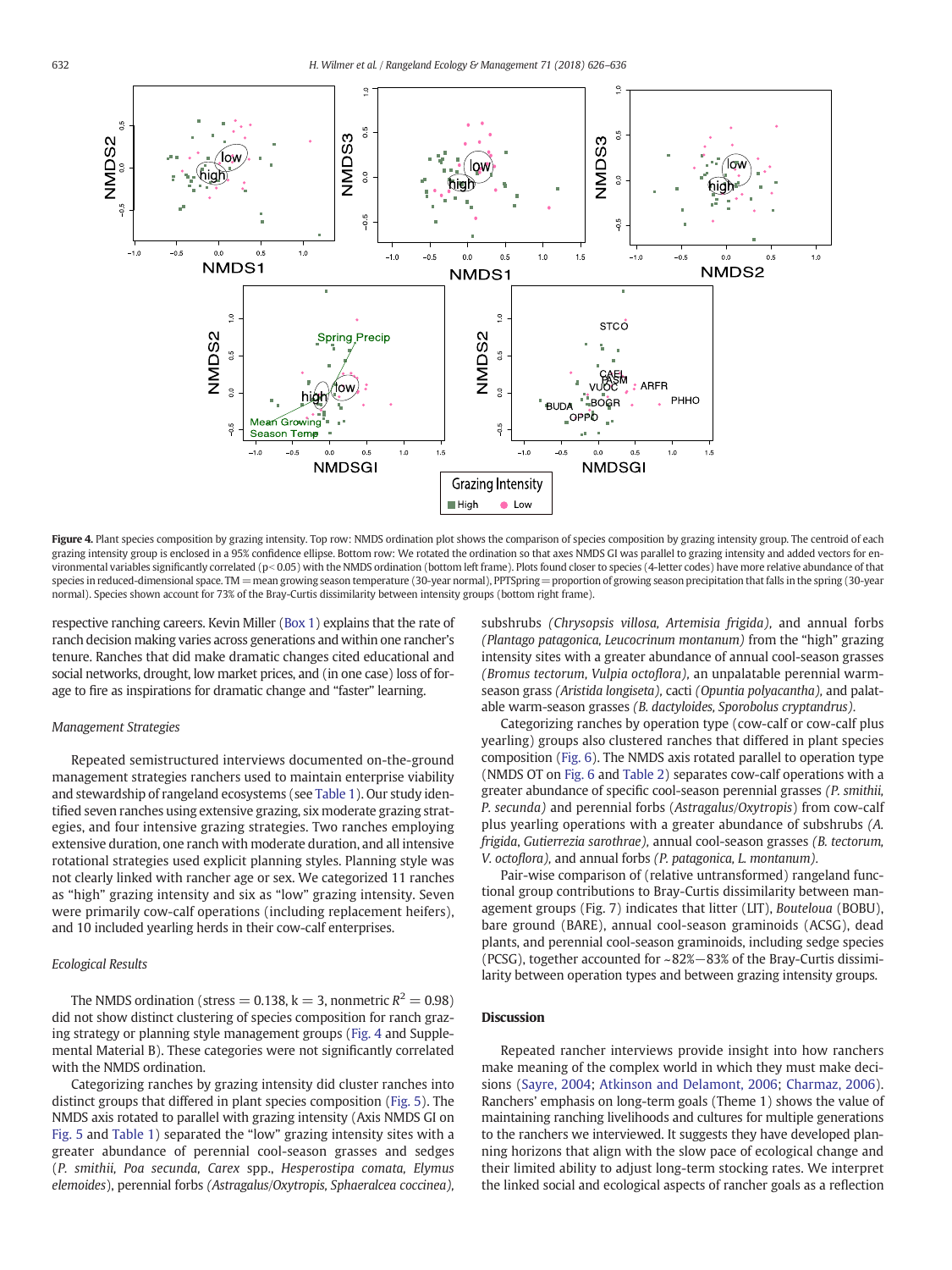**Figure 4.** Plant species composition by grazing intensity. Top row: NMDS ordination plot shows the comparison of species composition by grazing intensity group. The centroid of each grazing intensity group is enclosed in a 95% confidence ellipse. Bottom row: We rotated the ordination so that axes NMDS GI was parallel to grazing intensity and added vectors for environmental variables significantly correlated ($p < 0.05$) with the NMDS ordination (bottom left frame). Plots found closer to species (4-letter codes) have more relative abundance of that species in reduced-dimensional space. TM = mean growing season temperature (30-year normal), PPTSpring = proportion of growing season precipitation that falls in the spring (30-year normal). Species shown account for 73% of the Bray-Curtis dissimilarity between intensity groups (bottom right frame).

respective ranching careers. Kevin Miller (Box 1) explains that the rate of ranch decision making varies across generations and within one rancher's tenure. Ranches that did make dramatic changes cited educational and social networks, drought, low market prices, and (in one case) loss of forage to fire as inspirations for dramatic change and "faster" learning.

*Management Strategies*

Repeated semistructured interviews documented on-the-ground management strategies ranchers used to maintain enterprise viability and stewardship of rangeland ecosystems (see Table 1). Our study identified seven ranches using extensive grazing, six moderate grazing strategies, and four intensive grazing strategies. Two ranches employing extensive duration, one ranch with moderate duration, and all intensive rotational strategies used explicit planning styles. Planning style was not clearly linked with rancher age or sex. We categorized 11 ranches as "high" grazing intensity and six as "low" grazing intensity. Seven were primarily cow-calf operations (including replacement heifers), and 10 included yearling herds in their cow-calf enterprises.

*Ecological Results*

The NMDS ordination (stress = 0.138, k = 3, nonmetric $R^2 = 0.98$) did not show distinct clustering of species composition for ranch grazing strategy or planning style management groups (Fig. 4 and Supplemental Material B). These categories were not significantly correlated with the NMDS ordination.

Categorizing ranches by grazing intensity did cluster ranches into distinct groups that differed in plant species composition (Fig. 5). The NMDS axis rotated to parallel with grazing intensity (Axis NMDS GI on Fig. 5 and Table 1) separated the "low" grazing intensity sites with a greater abundance of perennial cool-season grasses and sedges (*P. smithii, Poa secunda, Carex* spp., *Hesperostipa comata, Elymus elemoides*), perennial forbs *(Astragalus/Oxytropis, Sphaeralcea coccinea)*, subshrubs *(Chrysopsis villosa, Artemisia frigida)*, and annual forbs *(Plantago patagonica, Leucocrinum montanum)* from the "high" grazing intensity sites with a greater abundance of annual cool-season grasses *(Bromus tectorum, Vulpia octoflora)*, an unpalatable perennial warm-season grass *(Aristida longiseta)*, cacti *(Opuntia polyacantha)*, and palatable warm-season grasses *(B. dactyloides, Sporobolus cryptandrus)*.

Categorizing ranches by operation type (cow-calf or cow-calf plus yearling) groups also clustered ranches that differed in plant species composition (Fig. 6). The NMDS axis rotated parallel to operation type (NMDS OT on Fig. 6 and Table 2) separates cow-calf operations with a greater abundance of specific cool-season perennial grasses *(P. smithii, P. secunda)* and perennial forbs (*Astragalus/Oxytropis*) from cow-calf plus yearling operations with a greater abundance of subshrubs *(A. frigida, Gutierrezia sarothrae)*, annual cool-season grasses *(B. tectorum, V. octoflora)*, and annual forbs *(P. patagonica, L. montanum)*.

Pair-wise comparison of (relative untransformed) rangeland functional group contributions to Bray-Curtis dissimilarity between management groups (Fig. 7) indicates that litter (LIT), *Bouteloua* (BOBU), bare ground (BARE), annual cool-season graminoids (ACSG), dead plants, and perennial cool-season graminoids, including sedge species (PCSG), together accounted for ~82%−83% of the Bray-Curtis dissimilarity between operation types and between grazing intensity groups.

## Discussion

Repeated rancher interviews provide insight into how ranchers make meaning of the complex world in which they must make decisions (Sayre, 2004; Atkinson and Delamont, 2006; Charmaz, 2006). Ranchers' emphasis on long-term goals (Theme 1) shows the value of maintaining ranching livelihoods and cultures for multiple generations to the ranchers we interviewed. It suggests they have developed planning horizons that align with the slow pace of ecological change and their limited ability to adjust long-term stocking rates. We interpret the linked social and ecological aspects of rancher goals as a reflection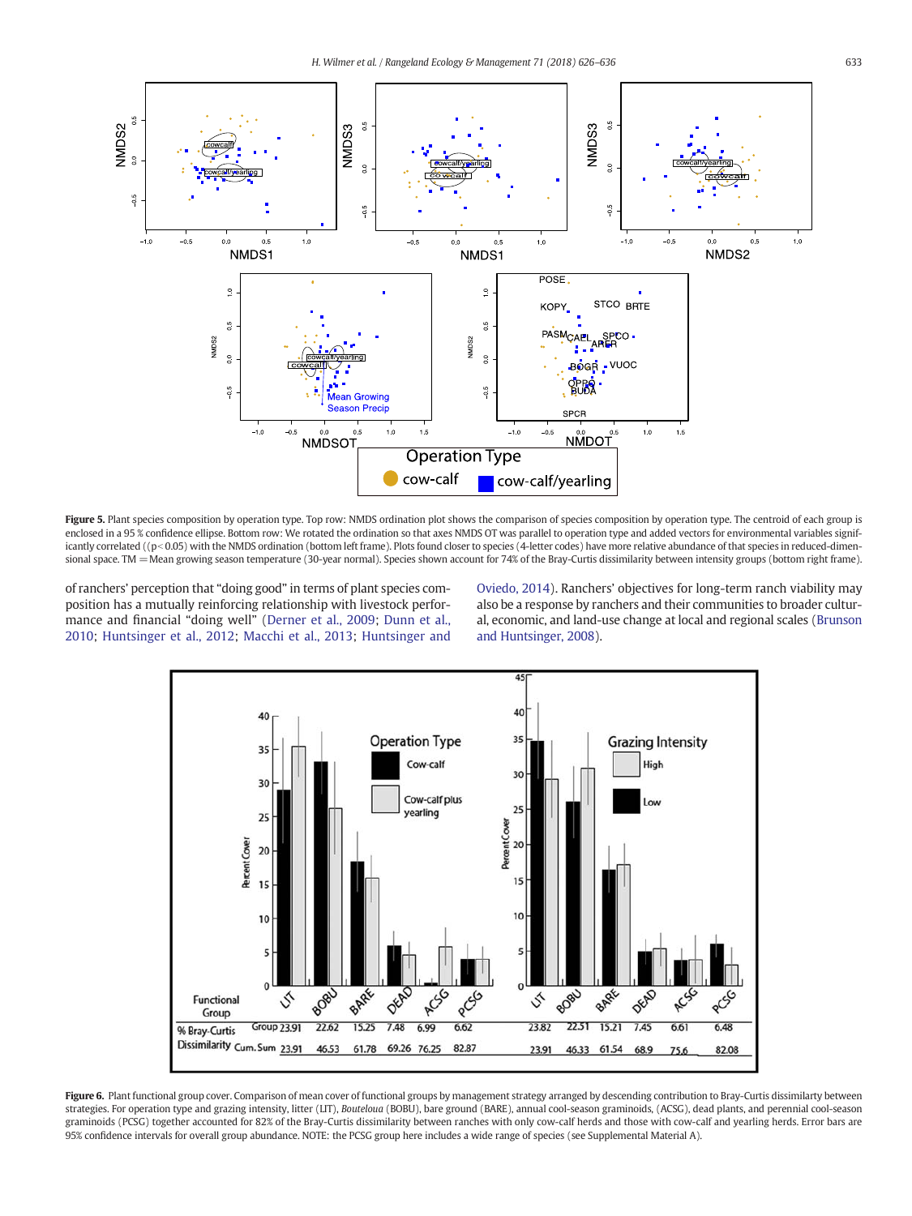**Figure 5.** Plant species composition by operation type. Top row: NMDS ordination plot shows the comparison of species composition by operation type. The centroid of each group is enclosed in a 95 % confidence ellipse. Bottom row: We rotated the ordination so that axes NMDS OT was parallel to operation type and added vectors for environmental variables significantly correlated (($p < 0.05$) with the NMDS ordination (bottom left frame). Plots found closer to species (4-letter codes) have more relative abundance of that species in reduced-dimensional space. TM = Mean growing season temperature (30-year normal). Species shown account for 74% of the Bray-Curtis dissimilarity between intensity groups (bottom right frame).

of ranchers' perception that "doing good" in terms of plant species composition has a mutually reinforcing relationship with livestock performance and financial "doing well" (Derner et al., 2009; Dunn et al., 2010; Huntsinger et al., 2012; Macchi et al., 2013; Huntsinger and Oviedo, 2014). Ranchers' objectives for long-term ranch viability may also be a response by ranchers and their communities to broader cultural, economic, and land-use change at local and regional scales (Brunson and Huntsinger, 2008).

| Functional Group | | LIT | BOBU | BARE | DEAD | ACSG | PCSG |
|---|---|---|---|---|---|---|---|
| **Operation Type** | | | | | | | |
| % Bray-Curtis Dissimilarity | Group | 23.91 | 22.62 | 15.25 | 7.48 | 6.99 | 6.62 |
| | Cum. Sum | 23.91 | 46.53 | 61.78 | 69.26 | 76.25 | 82.87 |
| **Grazing Intensity** | | | | | | | |
| % Bray-Curtis Dissimilarity | Group | 23.82 | 22.51 | 15.21 | 7.45 | 6.61 | 6.48 |
| | Cum. Sum | 23.91 | 46.33 | 61.54 | 68.9 | 75.6 | 82.08 |

**Figure 6.** Plant functional group cover. Comparison of mean cover of functional groups by management strategy arranged by descending contribution to Bray-Curtis dissimilarty between strategies. For operation type and grazing intensity, litter (LIT), *Bouteloua* (BOBU), bare ground (BARE), annual cool-season graminoids, (ACSG), dead plants, and perennial cool-season graminoids (PCSG) together accounted for 82% of the Bray-Curtis dissimilarity between ranches with only cow-calf herds and those with cow-calf and yearling herds. Error bars are 95% confidence intervals for overall group abundance. NOTE: the PCSG group here includes a wide range of species (see Supplemental Material A).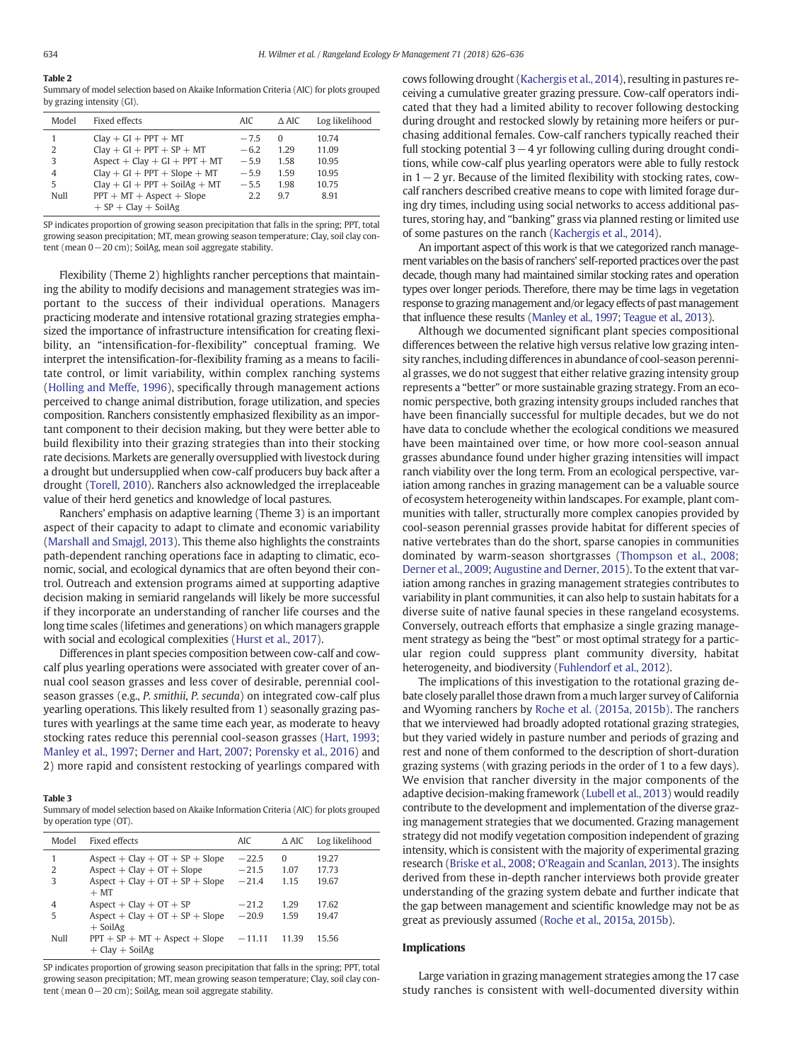**Table 2**
Summary of model selection based on Akaike Information Criteria (AIC) for plots grouped by grazing intensity (GI).

| Model | Fixed effects | AIC | Δ AIC | Log likelihood |
|---|---|---|---|---|
| 1 | Clay + GI + PPT + MT | −7.5 | 0 | 10.74 |
| 2 | Clay + GI + PPT + SP + MT | −6.2 | 1.29 | 11.09 |
| 3 | Aspect + Clay + GI + PPT + MT | −5.9 | 1.58 | 10.95 |
| 4 | Clay + GI + PPT + Slope + MT | −5.9 | 1.59 | 10.95 |
| 5 | Clay + GI + PPT + SoilAg + MT | −5.5 | 1.98 | 10.75 |
| Null | PPT + MT + Aspect + Slope + SP + Clay + SoilAg | 2.2 | 9.7 | 8.91 |

SP indicates proportion of growing season precipitation that falls in the spring; PPT, total growing season precipitation; MT, mean growing season temperature; Clay, soil clay content (mean 0 − 20 cm); SoilAg, mean soil aggregate stability.

Flexibility (Theme 2) highlights rancher perceptions that maintaining the ability to modify decisions and management strategies was important to the success of their individual operations. Managers practicing moderate and intensive rotational grazing strategies emphasized the importance of infrastructure intensification for creating flexibility, an "intensification-for-flexibility" conceptual framing. We interpret the intensification-for-flexibility framing as a means to facilitate control, or limit variability, within complex ranching systems (Holling and Meffe, 1996), specifically through management actions perceived to change animal distribution, forage utilization, and species composition. Ranchers consistently emphasized flexibility as an important component to their decision making, but they were better able to build flexibility into their grazing strategies than into their stocking rate decisions. Markets are generally oversupplied with livestock during a drought but undersupplied when cow-calf producers buy back after a drought (Torell, 2010). Ranchers also acknowledged the irreplaceable value of their herd genetics and knowledge of local pastures.

Ranchers' emphasis on adaptive learning (Theme 3) is an important aspect of their capacity to adapt to climate and economic variability (Marshall and Smajgl, 2013). This theme also highlights the constraints path-dependent ranching operations face in adapting to climatic, economic, social, and ecological dynamics that are often beyond their control. Outreach and extension programs aimed at supporting adaptive decision making in semiarid rangelands will likely be more successful if they incorporate an understanding of rancher life courses and the long time scales (lifetimes and generations) on which managers grapple with social and ecological complexities (Hurst et al., 2017).

Differences in plant species composition between cow-calf and cow-calf plus yearling operations were associated with greater cover of annual cool season grasses and less cover of desirable, perennial cool-season grasses (e.g., *P. smithii*, *P. secunda*) on integrated cow-calf plus yearling operations. This likely resulted from 1) seasonally grazing pastures with yearlings at the same time each year, as moderate to heavy stocking rates reduce this perennial cool-season grasses (Hart, 1993; Manley et al., 1997; Derner and Hart, 2007; Porensky et al., 2016) and 2) more rapid and consistent restocking of yearlings compared with cows following drought (Kachergis et al., 2014), resulting in pastures receiving a cumulative greater grazing pressure. Cow-calf operators indicated that they had a limited ability to recover following destocking during drought and restocked slowly by retaining more heifers or purchasing additional females. Cow-calf ranchers typically reached their full stocking potential 3 − 4 yr following culling during drought conditions, while cow-calf plus yearling operators were able to fully restock in 1 − 2 yr. Because of the limited flexibility with stocking rates, cow-calf ranchers described creative means to cope with limited forage during dry times, including using social networks to access additional pastures, storing hay, and "banking" grass via planned resting or limited use of some pastures on the ranch (Kachergis et al., 2014).

**Table 3**
Summary of model selection based on Akaike Information Criteria (AIC) for plots grouped by operation type (OT).

| Model | Fixed effects | AIC | Δ AIC | Log likelihood |
|---|---|---|---|---|
| 1 | Aspect + Clay + OT + SP + Slope | −22.5 | 0 | 19.27 |
| 2 | Aspect + Clay + OT + Slope | −21.5 | 1.07 | 17.73 |
| 3 | Aspect + Clay + OT + SP + Slope + MT | −21.4 | 1.15 | 19.67 |
| 4 | Aspect + Clay + OT + SP | −21.2 | 1.29 | 17.62 |
| 5 | Aspect + Clay + OT + SP + Slope + SoilAg | −20.9 | 1.59 | 19.47 |
| Null | PPT + SP + MT + Aspect + Slope + Clay + SoilAg | −11.11 | 11.39 | 15.56 |

SP indicates proportion of growing season precipitation that falls in the spring; PPT, total growing season precipitation; MT, mean growing season temperature; Clay, soil clay content (mean 0 − 20 cm); SoilAg, mean soil aggregate stability.

An important aspect of this work is that we categorized ranch management variables on the basis of ranchers' self-reported practices over the past decade, though many had maintained similar stocking rates and operation types over longer periods. Therefore, there may be time lags in vegetation response to grazing management and/or legacy effects of past management that influence these results (Manley et al., 1997; Teague et al., 2013).

Although we documented significant plant species compositional differences between the relative high versus relative low grazing intensity ranches, including differences in abundance of cool-season perennial grasses, we do not suggest that either relative grazing intensity group represents a "better" or more sustainable grazing strategy. From an economic perspective, both grazing intensity groups included ranches that have been financially successful for multiple decades, but we do not have data to conclude whether the ecological conditions we measured have been maintained over time, or how more cool-season annual grasses abundance found under higher grazing intensities will impact ranch viability over the long term. From an ecological perspective, variation among ranches in grazing management can be a valuable source of ecosystem heterogeneity within landscapes. For example, plant communities with taller, structurally more complex canopies provided by cool-season perennial grasses provide habitat for different species of native vertebrates than do the short, sparse canopies in communities dominated by warm-season shortgrasses (Thompson et al., 2008; Derner et al., 2009; Augustine and Derner, 2015). To the extent that variation among ranches in grazing management strategies contributes to variability in plant communities, it can also help to sustain habitats for a diverse suite of native faunal species in these rangeland ecosystems. Conversely, outreach efforts that emphasize a single grazing management strategy as being the "best" or most optimal strategy for a particular region could suppress plant community diversity, habitat heterogeneity, and biodiversity (Fuhlendorf et al., 2012).

The implications of this investigation to the rotational grazing debate closely parallel those drawn from a much larger survey of California and Wyoming ranchers by Roche et al. (2015a, 2015b). The ranchers that we interviewed had broadly adopted rotational grazing strategies, but they varied widely in pasture number and periods of grazing and rest and none of them conformed to the description of short-duration grazing systems (with grazing periods in the order of 1 to a few days). We envision that rancher diversity in the major components of the adaptive decision-making framework (Lubell et al., 2013) would readily contribute to the development and implementation of the diverse grazing management strategies that we documented. Grazing management strategy did not modify vegetation composition independent of grazing intensity, which is consistent with the majority of experimental grazing research (Briske et al., 2008; O'Reagain and Scanlan, 2013). The insights derived from these in-depth rancher interviews both provide greater understanding of the grazing system debate and further indicate that the gap between management and scientific knowledge may not be as great as previously assumed (Roche et al., 2015a, 2015b).

## Implications

Large variation in grazing management strategies among the 17 case study ranches is consistent with well-documented diversity within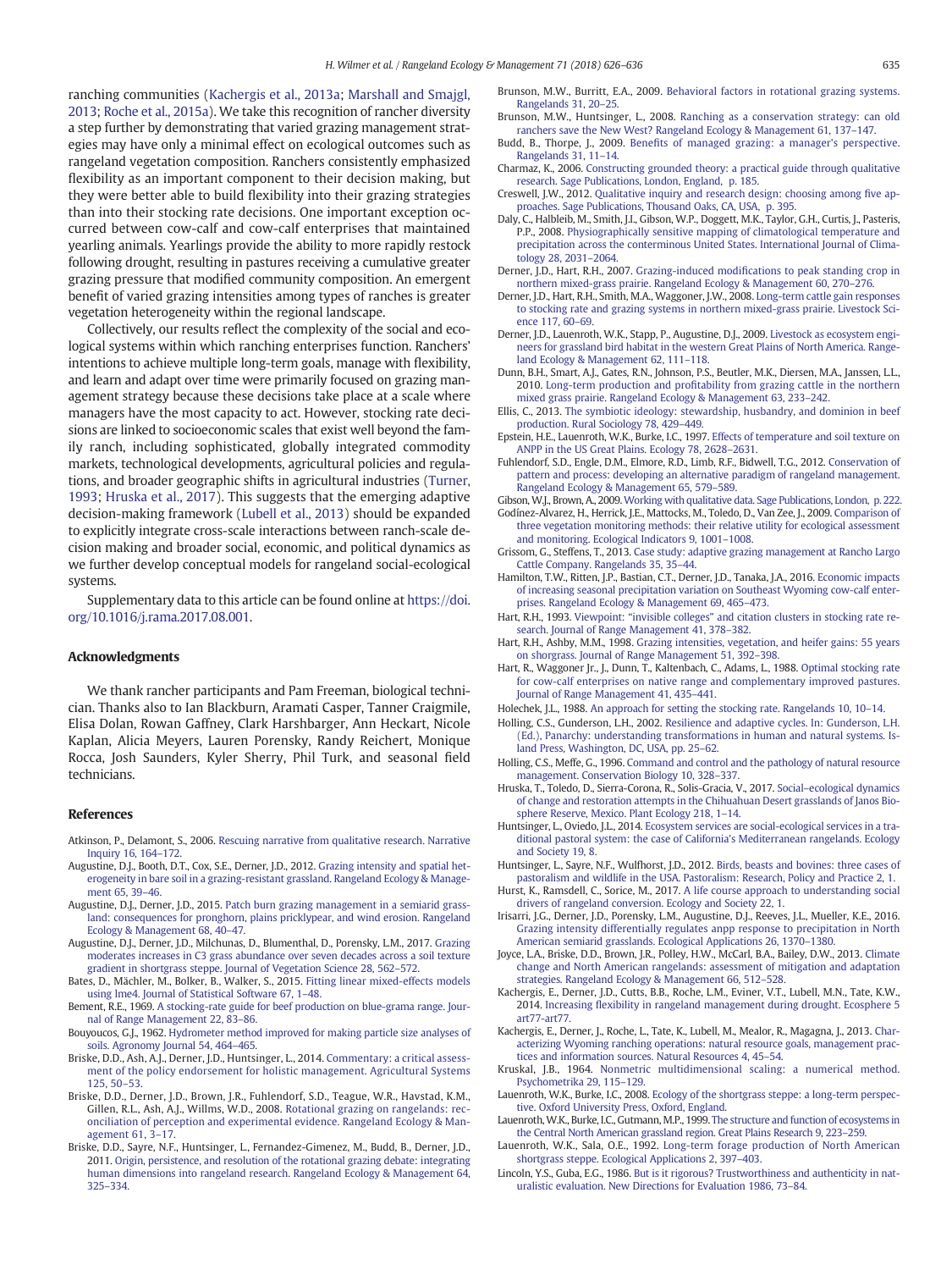ranching communities (Kachergis et al., 2013a; Marshall and Smajgl, 2013; Roche et al., 2015a). We take this recognition of rancher diversity a step further by demonstrating that varied grazing management strategies may have only a minimal effect on ecological outcomes such as rangeland vegetation composition. Ranchers consistently emphasized flexibility as an important component to their decision making, but they were better able to build flexibility into their grazing strategies than into their stocking rate decisions. One important exception occurred between cow-calf and cow-calf enterprises that maintained yearling animals. Yearlings provide the ability to more rapidly restock following drought, resulting in pastures receiving a cumulative greater grazing pressure that modified community composition. An emergent benefit of varied grazing intensities among types of ranches is greater vegetation heterogeneity within the regional landscape.

Collectively, our results reflect the complexity of the social and ecological systems within which ranching enterprises function. Ranchers' intentions to achieve multiple long-term goals, manage with flexibility, and learn and adapt over time were primarily focused on grazing management strategy because these decisions take place at a scale where managers have the most capacity to act. However, stocking rate decisions are linked to socioeconomic scales that exist well beyond the family ranch, including sophisticated, globally integrated commodity markets, technological developments, agricultural policies and regulations, and broader geographic shifts in agricultural industries (Turner, 1993; Hruska et al., 2017). This suggests that the emerging adaptive decision-making framework (Lubell et al., 2013) should be expanded to explicitly integrate cross-scale interactions between ranch-scale decision making and broader social, economic, and political dynamics as we further develop conceptual models for rangeland social-ecological systems.

Supplementary data to this article can be found online at https://doi.org/10.1016/j.rama.2017.08.001.

## Acknowledgments

We thank rancher participants and Pam Freeman, biological technician. Thanks also to Ian Blackburn, Aramati Casper, Tanner Craigmile, Elisa Dolan, Rowan Gaffney, Clark Harshbarger, Ann Heckart, Nicole Kaplan, Alicia Meyers, Lauren Porensky, Randy Reichert, Monique Rocca, Josh Saunders, Kyler Sherry, Phil Turk, and seasonal field technicians.

## References

Atkinson, P., Delamont, S., 2006. Rescuing narrative from qualitative research. Narrative Inquiry 16, 164–172.

Augustine, D.J., Booth, D.T., Cox, S.E., Derner, J.D., 2012. Grazing intensity and spatial heterogeneity in bare soil in a grazing-resistant grassland. Rangeland Ecology & Management 65, 39–46.

Augustine, D.J., Derner, J.D., 2015. Patch burn grazing management in a semiarid grassland: consequences for pronghorn, plains pricklypear, and wind erosion. Rangeland Ecology & Management 68, 40–47.

Augustine, D.J., Derner, J.D., Milchunas, D., Blumenthal, D., Porensky, L.M., 2017. Grazing moderates increases in C3 grass abundance over seven decades across a soil texture gradient in shortgrass steppe. Journal of Vegetation Science 28, 562–572.

Bates, D., Mächler, M., Bolker, B., Walker, S., 2015. Fitting linear mixed-effects models using lme4. Journal of Statistical Software 67, 1–48.

Bement, R.E., 1969. A stocking-rate guide for beef production on blue-grama range. Journal of Range Management 22, 83–86.

Bouyoucos, G.J., 1962. Hydrometer method improved for making particle size analyses of soils. Agronomy Journal 54, 464–465.

Briske, D.D., Ash, A.J., Derner, J.D., Huntsinger, L., 2014. Commentary: a critical assessment of the policy endorsement for holistic management. Agricultural Systems 125, 50–53.

Briske, D.D., Derner, J.D., Brown, J.R., Fuhlendorf, S.D., Teague, W.R., Havstad, K.M., Gillen, R.L., Ash, A.J., Willms, W.D., 2008. Rotational grazing on rangelands: reconciliation of perception and experimental evidence. Rangeland Ecology & Management 61, 3–17.

Briske, D.D., Sayre, N.F., Huntsinger, L., Fernandez-Gimenez, M., Budd, B., Derner, J.D., 2011. Origin, persistence, and resolution of the rotational grazing debate: integrating human dimensions into rangeland research. Rangeland Ecology & Management 64, 325–334.

Brunson, M.W., Burritt, E.A., 2009. Behavioral factors in rotational grazing systems. Rangelands 31, 20–25.

Brunson, M.W., Huntsinger, L., 2008. Ranching as a conservation strategy: can old ranchers save the New West? Rangeland Ecology & Management 61, 137–147.

Budd, B., Thorpe, J., 2009. Benefits of managed grazing: a manager's perspective. Rangelands 31, 11–14.

Charmaz, K., 2006. Constructing grounded theory: a practical guide through qualitative research. Sage Publications, London, England, p. 185.

Creswell, J.W., 2012. Qualitative inquiry and research design: choosing among five approaches. Sage Publications, Thousand Oaks, CA, USA, p. 395.

Daly, C., Halbleib, M., Smith, J.I., Gibson, W.P., Doggett, M.K., Taylor, G.H., Curtis, J., Pasteris, P.P., 2008. Physiographically sensitive mapping of climatological temperature and precipitation across the conterminous United States. International Journal of Climatology 28, 2031–2064.

Derner, J.D., Hart, R.H., 2007. Grazing-induced modifications to peak standing crop in northern mixed-grass prairie. Rangeland Ecology & Management 60, 270–276.

Derner, J.D., Hart, R.H., Smith, M.A., Waggoner, J.W., 2008. Long-term cattle gain responses to stocking rate and grazing systems in northern mixed-grass prairie. Livestock Science 117, 60–69.

Derner, J.D., Lauenroth, W.K., Stapp, P., Augustine, D.J., 2009. Livestock as ecosystem engineers for grassland bird habitat in the western Great Plains of North America. Rangeland Ecology & Management 62, 111–118.

Dunn, B.H., Smart, A.J., Gates, R.N., Johnson, P.S., Beutler, M.K., Diersen, M.A., Janssen, L.L., 2010. Long-term production and profitability from grazing cattle in the northern mixed grass prairie. Rangeland Ecology & Management 63, 233–242.

Ellis, C., 2013. The symbiotic ideology: stewardship, husbandry, and dominion in beef production. Rural Sociology 78, 429–449.

Epstein, H.E., Lauenroth, W.K., Burke, I.C., 1997. Effects of temperature and soil texture on ANPP in the US Great Plains. Ecology 78, 2628–2631.

Fuhlendorf, S.D., Engle, D.M., Elmore, R.D., Limb, R.F., Bidwell, T.G., 2012. Conservation of pattern and process: developing an alternative paradigm of rangeland management. Rangeland Ecology & Management 65, 579–589.

Gibson, W.J., Brown, A., 2009. Working with qualitative data. Sage Publications, London, p. 222.

Godínez-Alvarez, H., Herrick, J.E., Mattocks, M., Toledo, D., Van Zee, J., 2009. Comparison of three vegetation monitoring methods: their relative utility for ecological assessment and monitoring. Ecological Indicators 9, 1001–1008.

Grissom, G., Steffens, T., 2013. Case study: adaptive grazing management at Rancho Largo Cattle Company. Rangelands 35, 35–44.

Hamilton, T.W., Ritten, J.P., Bastian, C.T., Derner, J.D., Tanaka, J.A., 2016. Economic impacts of increasing seasonal precipitation variation on Southeast Wyoming cow-calf enterprises. Rangeland Ecology & Management 69, 465–473.

Hart, R.H., 1993. Viewpoint: "invisible colleges" and citation clusters in stocking rate research. Journal of Range Management 41, 378–382.

Hart, R.H., Ashby, M.M., 1998. Grazing intensities, vegetation, and heifer gains: 55 years on shorgrass. Journal of Range Management 51, 392–398.

Hart, R., Waggoner Jr., J., Dunn, T., Kaltenbach, C., Adams, L., 1988. Optimal stocking rate for cow-calf enterprises on native range and complementary improved pastures. Journal of Range Management 41, 435–441.

Holechek, J.L., 1988. An approach for setting the stocking rate. Rangelands 10, 10–14.

Holling, C.S., Gunderson, L.H., 2002. Resilience and adaptive cycles. In: Gunderson, L.H. (Ed.), Panarchy: understanding transformations in human and natural systems. Island Press, Washington, DC, USA, pp. 25–62.

Holling, C.S., Meffe, G., 1996. Command and control and the pathology of natural resource management. Conservation Biology 10, 328–337.

Hruska, T., Toledo, D., Sierra-Corona, R., Solis-Gracia, V., 2017. Social–ecological dynamics of change and restoration attempts in the Chihuahuan Desert grasslands of Janos Biosphere Reserve, Mexico. Plant Ecology 218, 1–14.

Huntsinger, L., Oviedo, J.L., 2014. Ecosystem services are social-ecological services in a traditional pastoral system: the case of California's Mediterranean rangelands. Ecology and Society 19, 8.

Huntsinger, L., Sayre, N.F., Wulfhorst, J.D., 2012. Birds, beasts and bovines: three cases of pastoralism and wildlife in the USA. Pastoralism: Research, Policy and Practice 2, 1.

Hurst, K., Ramsdell, C., Sorice, M., 2017. A life course approach to understanding social drivers of rangeland conversion. Ecology and Society 22, 1.

Irisarri, J.G., Derner, J.D., Porensky, L.M., Augustine, D.J., Reeves, J.L., Mueller, K.E., 2016. Grazing intensity differentially regulates anpp response to precipitation in North American semiarid grasslands. Ecological Applications 26, 1370–1380.

Joyce, L.A., Briske, D.D., Brown, J.R., Polley, H.W., McCarl, B.A., Bailey, D.W., 2013. Climate change and North American rangelands: assessment of mitigation and adaptation strategies. Rangeland Ecology & Management 66, 512–528.

Kachergis, E., Derner, J.D., Cutts, B.B., Roche, L.M., Eviner, V.T., Lubell, M.N., Tate, K.W., 2014. Increasing flexibility in rangeland management during drought. Ecosphere 5 art77-art77.

Kachergis, E., Derner, J., Roche, L., Tate, K., Lubell, M., Mealor, R., Magagna, J., 2013. Characterizing Wyoming ranching operations: natural resource goals, management practices and information sources. Natural Resources 4, 45–54.

Kruskal, J.B., 1964. Nonmetric multidimensional scaling: a numerical method. Psychometrika 29, 115–129.

Lauenroth, W.K., Burke, I.C., 2008. Ecology of the shortgrass steppe: a long-term perspective. Oxford University Press, Oxford, England.

Lauenroth, W.K., Burke, I.C., Gutmann, M.P., 1999. The structure and function of ecosystems in the Central North American grassland region. Great Plains Research 9, 223–259.

Lauenroth, W.K., Sala, O.E., 1992. Long-term forage production of North American shortgrass steppe. Ecological Applications 2, 397–403.

Lincoln, Y.S., Guba, E.G., 1986. But is it rigorous? Trustworthiness and authenticity in naturalistic evaluation. New Directions for Evaluation 1986, 73–84.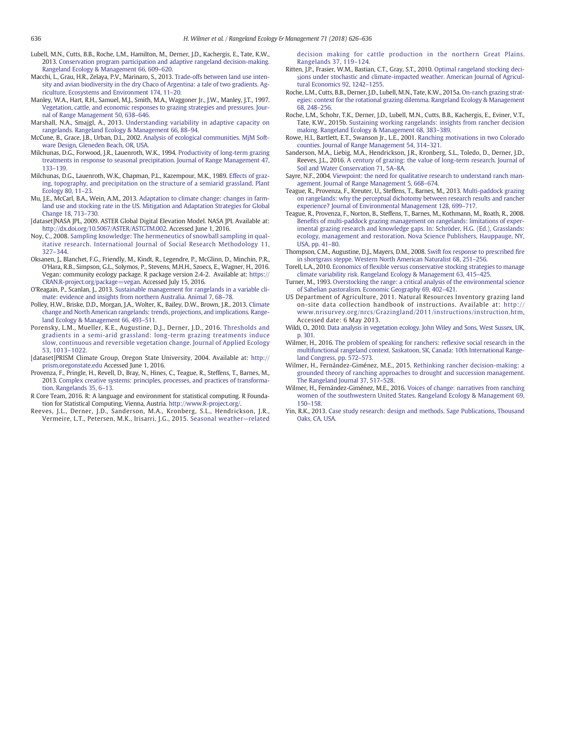Lubell, M.N., Cutts, B.B., Roche, L.M., Hamilton, M., Derner, J.D., Kachergis, E., Tate, K.W., 2013. Conservation program participation and adaptive rangeland decision-making. Rangeland Ecology & Management 66, 609–620.

Macchi, L., Grau, H.R., Zelaya, P.V., Marinaro, S., 2013. Trade-offs between land use intensity and avian biodiversity in the dry Chaco of Argentina: a tale of two gradients. Agriculture, Ecosystems and Environment 174, 11–20.

Manley, W.A., Hart, R.H., Samuel, M.J., Smith, M.A., Waggoner Jr., J.W., Manley, J.T., 1997. Vegetation, cattle, and economic responses to grazing strategies and pressures. Journal of Range Management 50, 638–646.

Marshall, N.A., Smajgl, A., 2013. Understanding variability in adaptive capacity on rangelands. Rangeland Ecology & Management 66, 88–94.

McCune, B., Grace, J.B., Urban, D.L., 2002. Analysis of ecological communities. MjM Software Design, Gleneden Beach, OR, USA.

Milchunas, D.G., Forwood, J.R., Lauenroth, W.K., 1994. Productivity of long-term grazing treatments in response to seasonal precipitation. Journal of Range Management 47, 133–139.

Milchunas, D.G., Lauenroth, W.K., Chapman, P.L., Kazempour, M.K., 1989. Effects of grazing, topography, and precipitation on the structure of a semiarid grassland. Plant Ecology 80, 11–23.

Mu, J.E., McCarl, B.A., Wein, A.M., 2013. Adaptation to climate change: changes in farmland use and stocking rate in the US. Mitigation and Adaptation Strategies for Global Change 18, 713–730.

[dataset]NASA JPL, 2009. ASTER Global Digital Elevation Model. NASA JPL Available at: http://dx.doi.org/10.5067/ASTER/ASTGTM.002. Accessed June 1, 2016.

Noy, C., 2008. Sampling knowledge: The hermeneutics of snowball sampling in qualitative research. International Journal of Social Research Methodology 11, 327–344.

Oksanen, J., Blanchet, F.G., Friendly, M., Kindt, R., Legendre, P., McGlinn, D., Minchin, P.R., O'Hara, R.B., Simpson, G.L., Solymos, P., Stevens, M.H.H., Szoecs, E., Wagner, H., 2016. Vegan: community ecology package. R package version 2.4-2. Available at: https://CRAN.R-project.org/package=vegan. Accessed July 15, 2016.

O'Reagain, P., Scanlan, J., 2013. Sustainable management for rangelands in a variable climate: evidence and insights from northern Australia. Animal 7, 68–78.

Polley, H.W., Briske, D.D., Morgan, J.A., Wolter, K., Bailey, D.W., Brown, J.R., 2013. Climate change and North American rangelands: trends, projections, and implications. Rangeland Ecology & Management 66, 493–511.

Porensky, L.M., Mueller, K.E., Augustine, D.J., Derner, J.D., 2016. Thresholds and gradients in a semi-arid grassland: long-term grazing treatments induce slow, continuous and reversible vegetation change. Journal of Applied Ecology 53, 1013–1022.

[dataset]PRISM Climate Group, Oregon State University, 2004. Available at: http://prism.oregonstate.edu Accessed June 1, 2016.

Provenza, F., Pringle, H., Revell, D., Bray, N., Hines, C., Teague, R., Steffens, T., Barnes, M., 2013. Complex creative systems: principles, processes, and practices of transformation. Rangelands 35, 6–13.

R Core Team, 2016. R: A language and environment for statistical computing. R Foundation for Statistical Computing, Vienna, Austria. http://www.R-project.org/.

Reeves, J.L., Derner, J.D., Sanderson, M.A., Kronberg, S.L., Hendrickson, J.R., Vermeire, L.T., Petersen, M.K., Irisarri, J.G., 2015. Seasonal weather−related decision making for cattle production in the northern Great Plains. Rangelands 37, 119–124.

Ritten, J.P., Frasier, W.M., Bastian, C.T., Gray, S.T., 2010. Optimal rangeland stocking decisions under stochastic and climate-impacted weather. American Journal of Agricultural Economics 92, 1242–1255.

Roche, L.M., Cutts, B.B., Derner, J.D., Lubell, M.N., Tate, K.W., 2015a. On-ranch grazing strategies: context for the rotational grazing dilemma. Rangeland Ecology & Management 68, 248–256.

Roche, L.M., Schohr, T.K., Derner, J.D., Lubell, M.N., Cutts, B.B., Kachergis, E., Eviner, V.T., Tate, K.W., 2015b. Sustaining working rangelands: insights from rancher decision making. Rangeland Ecology & Management 68, 383–389.

Rowe, H.I., Bartlett, E.T., Swanson Jr., L.E., 2001. Ranching motivations in two Colorado counties. Journal of Range Management 54, 314–321.

Sanderson, M.A., Liebig, M.A., Hendrickson, J.R., Kronberg, S.L., Toledo, D., Derner, J.D., Reeves, J.L., 2016. A century of grazing: the value of long-term research. Journal of Soil and Water Conservation 71, 5A–8A.

Sayre, N.F., 2004. Viewpoint: the need for qualitative research to understand ranch management. Journal of Range Management 5, 668–674.

Teague, R., Provenza, F., Kreuter, U., Steffens, T., Barnes, M., 2013. Multi-paddock grazing on rangelands: why the perceptual dichotomy between research results and rancher experience? Journal of Environmental Management 128, 699–717.

Teague, R., Provenza, F., Norton, B., Steffens, T., Barnes, M., Kothmann, M., Roath, R., 2008. Benefits of multi-paddock grazing management on rangelands: limitations of experimental grazing research and knowledge gaps. In: Schröder, H.G. (Ed.), Grasslands: ecology, management and restoration. Nova Science Publishers, Hauppauge, NY, USA, pp. 41–80.

Thompson, C.M., Augustine, D.J., Mayers, D.M., 2008. Swift fox response to prescribed fire in shortgrass steppe. Western North American Naturalist 68, 251–256.

Torell, L.A., 2010. Economics of flexible versus conservative stocking strategies to manage climate variability risk. Rangeland Ecology & Management 63, 415–425.

Turner, M., 1993. Overstocking the range: a critical analysis of the environmental science of Sahelian pastoralism. Economic Geography 69, 402–421.

US Department of Agriculture, 2011. Natural Resources Inventory grazing land on-site data collection handbook of instructions. Available at: http://www.nrisurvey.org/nrcs/Grazingland/2011/instructions/instruction.htm, Accessed date: 6 May 2013.

Wildi, O., 2010. Data analysis in vegetation ecology. John Wiley and Sons, West Sussex, UK, p. 301.

Wilmer, H., 2016. The problem of speaking for ranchers: reflexive social research in the multifunctional rangeland context. Saskatoon, SK, Canada: 10th International Rangeland Congress, pp. 572–573.

Wilmer, H., Fernández-Giménez, M.E., 2015. Rethinking rancher decision-making: a grounded theory of ranching approaches to drought and succession management. The Rangeland Journal 37, 517–528.

Wilmer, H., Fernández-Giménez, M.E., 2016. Voices of change: narratives from ranching women of the southwestern United States. Rangeland Ecology & Management 69, 150–158.

Yin, R.K., 2013. Case study research: design and methods. Sage Publications, Thousand Oaks, CA, USA.